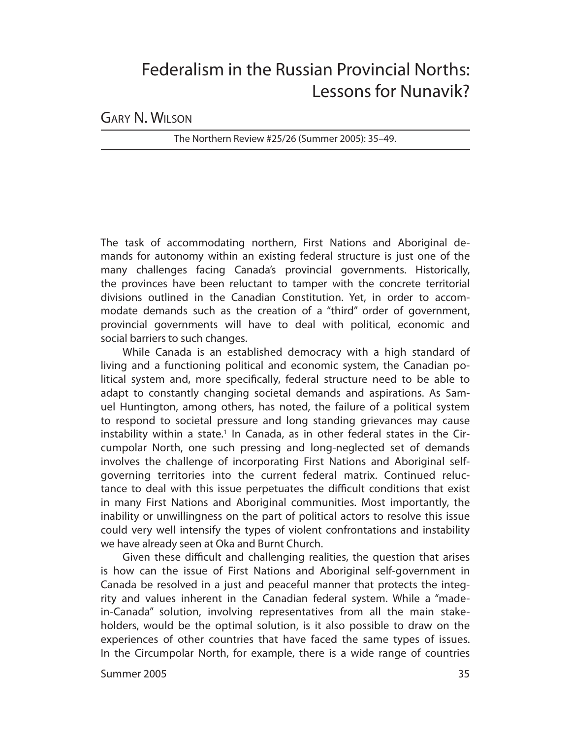# Federalism in the Russian Provincial Norths: Lessons for Nunavik?

GARY N. WILSON

The Northern Review #25/26 (Summer 2005): 35–49.

The task of accommodating northern, First Nations and Aboriginal demands for autonomy within an existing federal structure is just one of the many challenges facing Canada's provincial governments. Historically, the provinces have been reluctant to tamper with the concrete territorial divisions outlined in the Canadian Constitution. Yet, in order to accommodate demands such as the creation of a "third" order of government, provincial governments will have to deal with political, economic and social barriers to such changes.

While Canada is an established democracy with a high standard of living and a functioning political and economic system, the Canadian political system and, more specifically, federal structure need to be able to adapt to constantly changing societal demands and aspirations. As Samuel Huntington, among others, has noted, the failure of a political system to respond to societal pressure and long standing grievances may cause instability within a state.[1] In Canada, as in other federal states in the Circumpolar North, one such pressing and long-neglected set of demands involves the challenge of incorporating First Nations and Aboriginal self-governing territories into the current federal matrix. Continued reluctance to deal with this issue perpetuates the difficult conditions that exist in many First Nations and Aboriginal communities. Most importantly, the inability or unwillingness on the part of political actors to resolve this issue could very well intensify the types of violent confrontations and instability we have already seen at Oka and Burnt Church.

Given these difficult and challenging realities, the question that arises is how can the issue of First Nations and Aboriginal self-government in Canada be resolved in a just and peaceful manner that protects the integrity and values inherent in the Canadian federal system. While a "made-in-Canada" solution, involving representatives from all the main stakeholders, would be the optimal solution, is it also possible to draw on the experiences of other countries that have faced the same types of issues. In the Circumpolar North, for example, there is a wide range of countries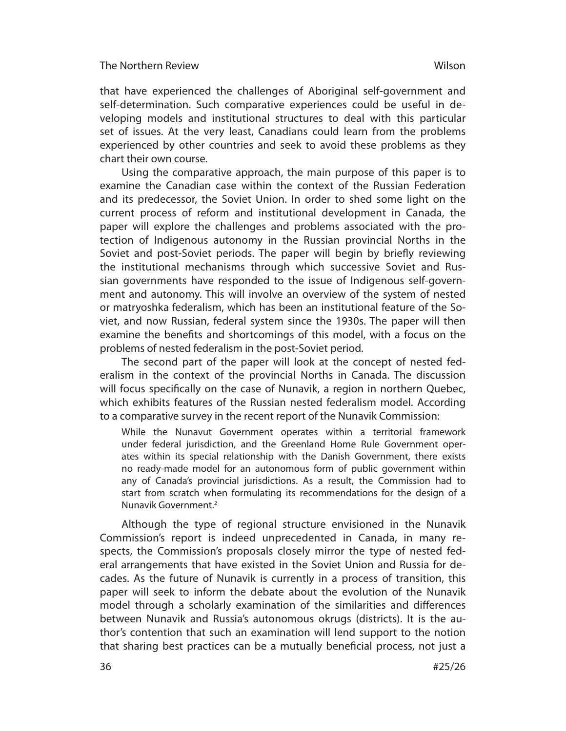that have experienced the challenges of Aboriginal self-government and self-determination. Such comparative experiences could be useful in developing models and institutional structures to deal with this particular set of issues. At the very least, Canadians could learn from the problems experienced by other countries and seek to avoid these problems as they chart their own course.

Using the comparative approach, the main purpose of this paper is to examine the Canadian case within the context of the Russian Federation and its predecessor, the Soviet Union. In order to shed some light on the current process of reform and institutional development in Canada, the paper will explore the challenges and problems associated with the protection of Indigenous autonomy in the Russian provincial Norths in the Soviet and post-Soviet periods. The paper will begin by briefly reviewing the institutional mechanisms through which successive Soviet and Russian governments have responded to the issue of Indigenous self-government and autonomy. This will involve an overview of the system of nested or matryoshka federalism, which has been an institutional feature of the Soviet, and now Russian, federal system since the 1930s. The paper will then examine the benefits and shortcomings of this model, with a focus on the problems of nested federalism in the post-Soviet period.

The second part of the paper will look at the concept of nested federalism in the context of the provincial Norths in Canada. The discussion will focus specifically on the case of Nunavik, a region in northern Quebec, which exhibits features of the Russian nested federalism model. According to a comparative survey in the recent report of the Nunavik Commission:

> While the Nunavut Government operates within a territorial framework under federal jurisdiction, and the Greenland Home Rule Government operates within its special relationship with the Danish Government, there exists no ready-made model for an autonomous form of public government within any of Canada's provincial jurisdictions. As a result, the Commission had to start from scratch when formulating its recommendations for the design of a Nunavik Government.[2]

Although the type of regional structure envisioned in the Nunavik Commission's report is indeed unprecedented in Canada, in many respects, the Commission's proposals closely mirror the type of nested federal arrangements that have existed in the Soviet Union and Russia for decades. As the future of Nunavik is currently in a process of transition, this paper will seek to inform the debate about the evolution of the Nunavik model through a scholarly examination of the similarities and differences between Nunavik and Russia's autonomous okrugs (districts). It is the author's contention that such an examination will lend support to the notion that sharing best practices can be a mutually beneficial process, not just a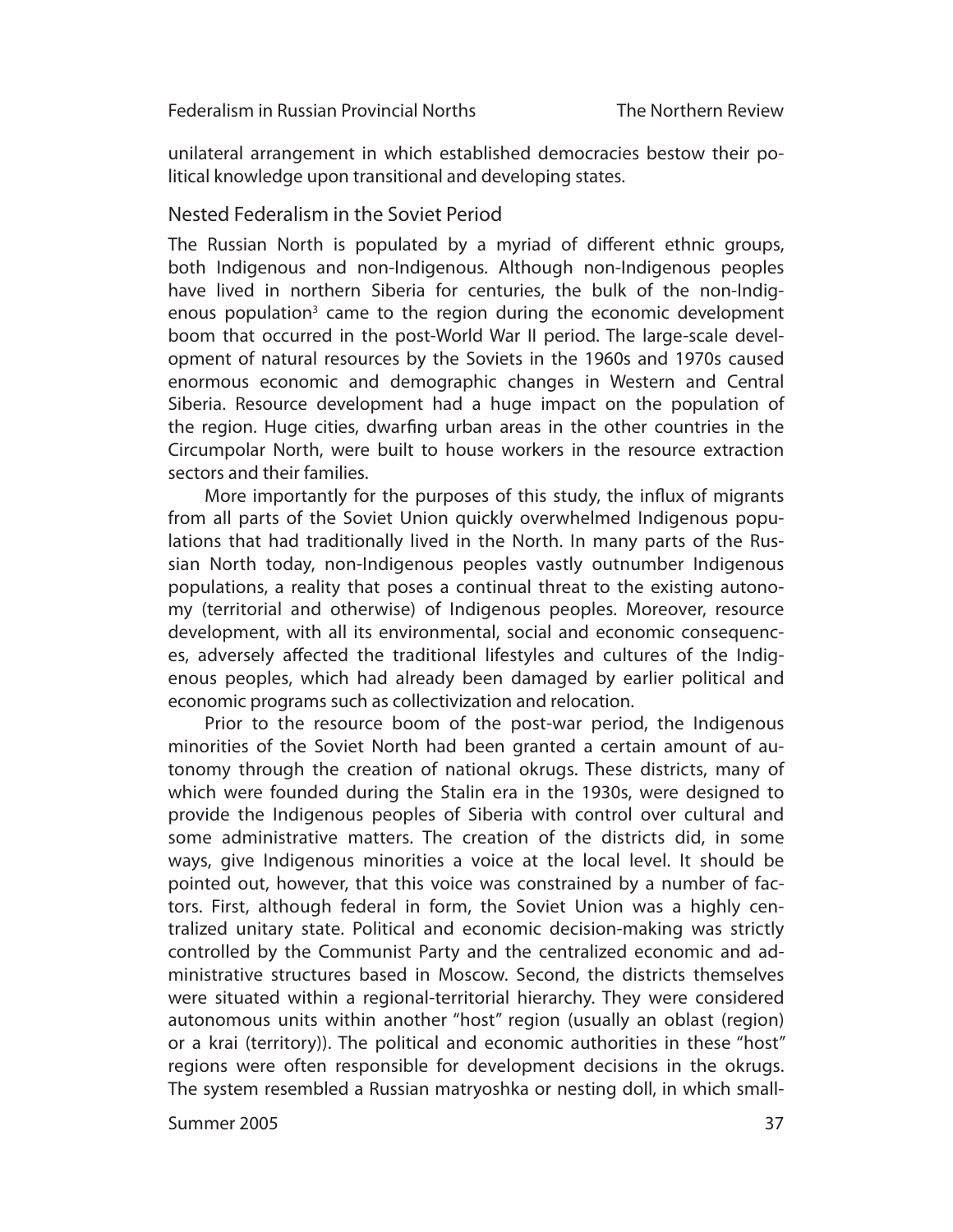unilateral arrangement in which established democracies bestow their political knowledge upon transitional and developing states.

## Nested Federalism in the Soviet Period

The Russian North is populated by a myriad of different ethnic groups, both Indigenous and non-Indigenous. Although non-Indigenous peoples have lived in northern Siberia for centuries, the bulk of the non-Indigenous population[3] came to the region during the economic development boom that occurred in the post-World War II period. The large-scale development of natural resources by the Soviets in the 1960s and 1970s caused enormous economic and demographic changes in Western and Central Siberia. Resource development had a huge impact on the population of the region. Huge cities, dwarfing urban areas in the other countries in the Circumpolar North, were built to house workers in the resource extraction sectors and their families.

More importantly for the purposes of this study, the influx of migrants from all parts of the Soviet Union quickly overwhelmed Indigenous populations that had traditionally lived in the North. In many parts of the Russian North today, non-Indigenous peoples vastly outnumber Indigenous populations, a reality that poses a continual threat to the existing autonomy (territorial and otherwise) of Indigenous peoples. Moreover, resource development, with all its environmental, social and economic consequences, adversely affected the traditional lifestyles and cultures of the Indigenous peoples, which had already been damaged by earlier political and economic programs such as collectivization and relocation.

Prior to the resource boom of the post-war period, the Indigenous minorities of the Soviet North had been granted a certain amount of autonomy through the creation of national okrugs. These districts, many of which were founded during the Stalin era in the 1930s, were designed to provide the Indigenous peoples of Siberia with control over cultural and some administrative matters. The creation of the districts did, in some ways, give Indigenous minorities a voice at the local level. It should be pointed out, however, that this voice was constrained by a number of factors. First, although federal in form, the Soviet Union was a highly centralized unitary state. Political and economic decision-making was strictly controlled by the Communist Party and the centralized economic and administrative structures based in Moscow. Second, the districts themselves were situated within a regional-territorial hierarchy. They were considered autonomous units within another "host" region (usually an oblast (region) or a krai (territory)). The political and economic authorities in these "host" regions were often responsible for development decisions in the okrugs. The system resembled a Russian matryoshka or nesting doll, in which small-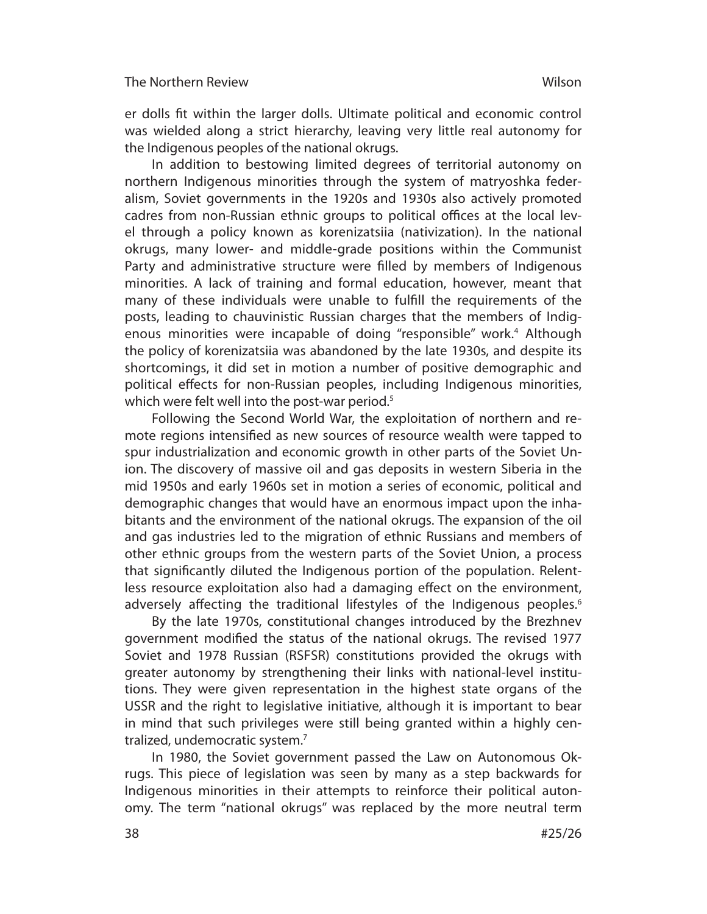er dolls fit within the larger dolls. Ultimate political and economic control was wielded along a strict hierarchy, leaving very little real autonomy for the Indigenous peoples of the national okrugs.

In addition to bestowing limited degrees of territorial autonomy on northern Indigenous minorities through the system of matryoshka federalism, Soviet governments in the 1920s and 1930s also actively promoted cadres from non-Russian ethnic groups to political offices at the local level through a policy known as korenizatsiia (nativization). In the national okrugs, many lower- and middle-grade positions within the Communist Party and administrative structure were filled by members of Indigenous minorities. A lack of training and formal education, however, meant that many of these individuals were unable to fulfill the requirements of the posts, leading to chauvinistic Russian charges that the members of Indigenous minorities were incapable of doing "responsible" work.[4] Although the policy of korenizatsiia was abandoned by the late 1930s, and despite its shortcomings, it did set in motion a number of positive demographic and political effects for non-Russian peoples, including Indigenous minorities, which were felt well into the post-war period.[5]

Following the Second World War, the exploitation of northern and remote regions intensified as new sources of resource wealth were tapped to spur industrialization and economic growth in other parts of the Soviet Union. The discovery of massive oil and gas deposits in western Siberia in the mid 1950s and early 1960s set in motion a series of economic, political and demographic changes that would have an enormous impact upon the inhabitants and the environment of the national okrugs. The expansion of the oil and gas industries led to the migration of ethnic Russians and members of other ethnic groups from the western parts of the Soviet Union, a process that significantly diluted the Indigenous portion of the population. Relentless resource exploitation also had a damaging effect on the environment, adversely affecting the traditional lifestyles of the Indigenous peoples.[6]

By the late 1970s, constitutional changes introduced by the Brezhnev government modified the status of the national okrugs. The revised 1977 Soviet and 1978 Russian (RSFSR) constitutions provided the okrugs with greater autonomy by strengthening their links with national-level institutions. They were given representation in the highest state organs of the USSR and the right to legislative initiative, although it is important to bear in mind that such privileges were still being granted within a highly centralized, undemocratic system.[7]

In 1980, the Soviet government passed the Law on Autonomous Okrugs. This piece of legislation was seen by many as a step backwards for Indigenous minorities in their attempts to reinforce their political autonomy. The term "national okrugs" was replaced by the more neutral term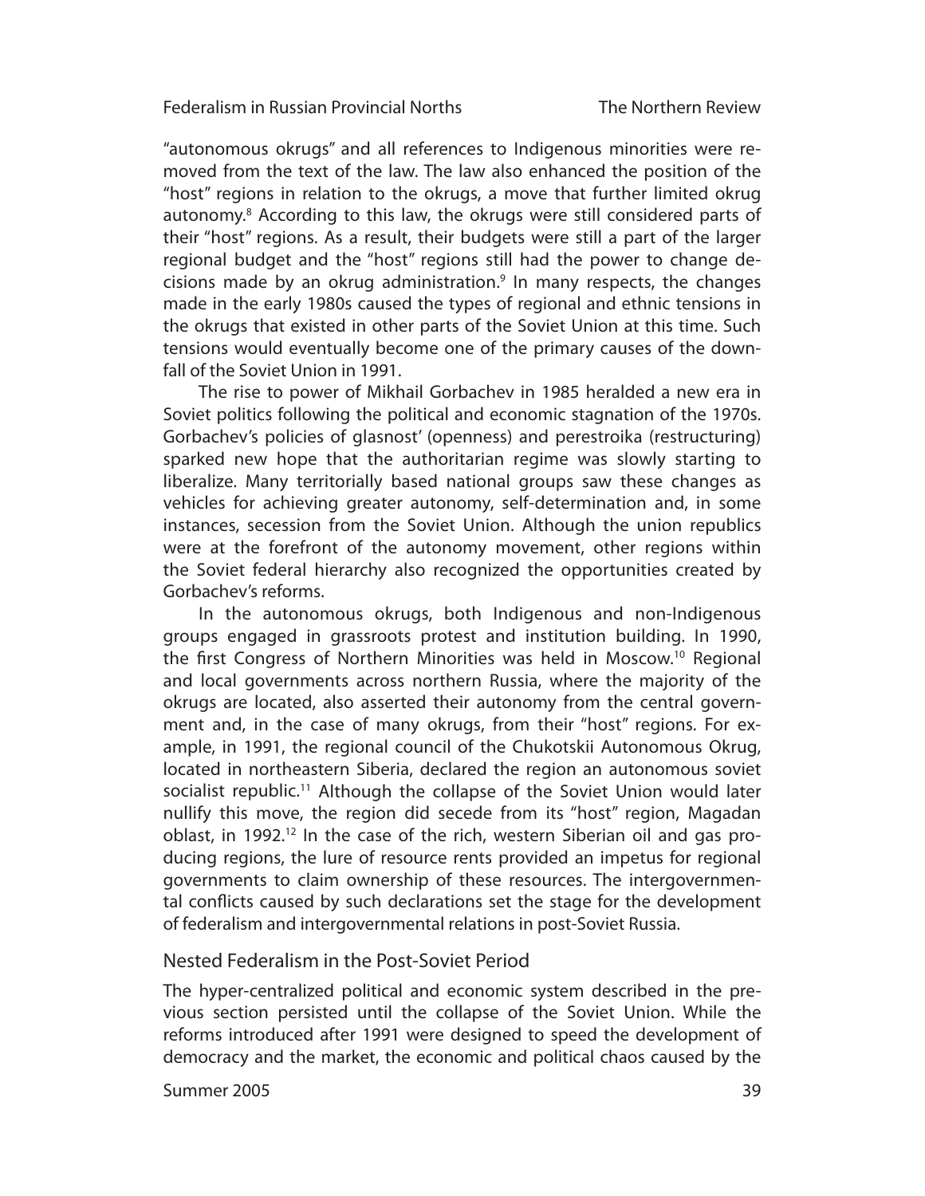"autonomous okrugs" and all references to Indigenous minorities were removed from the text of the law. The law also enhanced the position of the "host" regions in relation to the okrugs, a move that further limited okrug autonomy.[8] According to this law, the okrugs were still considered parts of their "host" regions. As a result, their budgets were still a part of the larger regional budget and the "host" regions still had the power to change decisions made by an okrug administration.[9] In many respects, the changes made in the early 1980s caused the types of regional and ethnic tensions in the okrugs that existed in other parts of the Soviet Union at this time. Such tensions would eventually become one of the primary causes of the downfall of the Soviet Union in 1991.

The rise to power of Mikhail Gorbachev in 1985 heralded a new era in Soviet politics following the political and economic stagnation of the 1970s. Gorbachev's policies of glasnost' (openness) and perestroika (restructuring) sparked new hope that the authoritarian regime was slowly starting to liberalize. Many territorially based national groups saw these changes as vehicles for achieving greater autonomy, self-determination and, in some instances, secession from the Soviet Union. Although the union republics were at the forefront of the autonomy movement, other regions within the Soviet federal hierarchy also recognized the opportunities created by Gorbachev's reforms.

In the autonomous okrugs, both Indigenous and non-Indigenous groups engaged in grassroots protest and institution building. In 1990, the first Congress of Northern Minorities was held in Moscow.[10] Regional and local governments across northern Russia, where the majority of the okrugs are located, also asserted their autonomy from the central government and, in the case of many okrugs, from their "host" regions. For example, in 1991, the regional council of the Chukotskii Autonomous Okrug, located in northeastern Siberia, declared the region an autonomous soviet socialist republic.[11] Although the collapse of the Soviet Union would later nullify this move, the region did secede from its "host" region, Magadan oblast, in 1992.[12] In the case of the rich, western Siberian oil and gas producing regions, the lure of resource rents provided an impetus for regional governments to claim ownership of these resources. The intergovernmental conflicts caused by such declarations set the stage for the development of federalism and intergovernmental relations in post-Soviet Russia.

## Nested Federalism in the Post-Soviet Period

The hyper-centralized political and economic system described in the previous section persisted until the collapse of the Soviet Union. While the reforms introduced after 1991 were designed to speed the development of democracy and the market, the economic and political chaos caused by the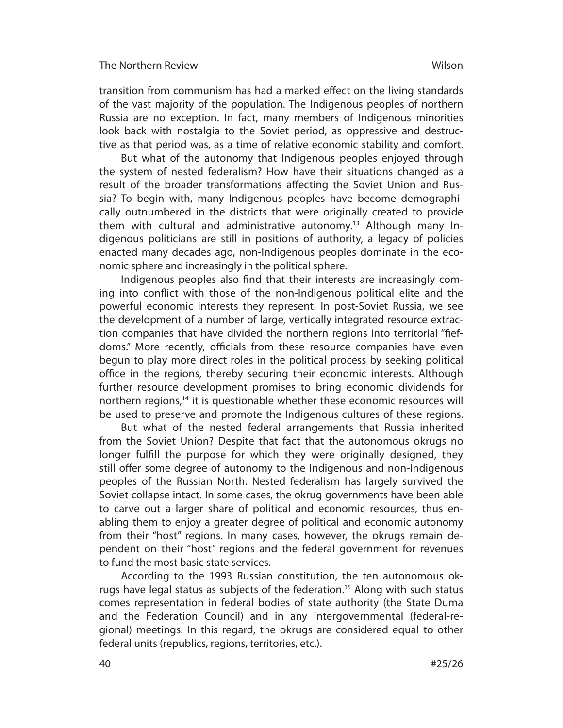transition from communism has had a marked effect on the living standards of the vast majority of the population. The Indigenous peoples of northern Russia are no exception. In fact, many members of Indigenous minorities look back with nostalgia to the Soviet period, as oppressive and destructive as that period was, as a time of relative economic stability and comfort.

But what of the autonomy that Indigenous peoples enjoyed through the system of nested federalism? How have their situations changed as a result of the broader transformations affecting the Soviet Union and Russia? To begin with, many Indigenous peoples have become demographically outnumbered in the districts that were originally created to provide them with cultural and administrative autonomy.[13] Although many Indigenous politicians are still in positions of authority, a legacy of policies enacted many decades ago, non-Indigenous peoples dominate in the economic sphere and increasingly in the political sphere.

Indigenous peoples also find that their interests are increasingly coming into conflict with those of the non-Indigenous political elite and the powerful economic interests they represent. In post-Soviet Russia, we see the development of a number of large, vertically integrated resource extraction companies that have divided the northern regions into territorial "fiefdoms." More recently, officials from these resource companies have even begun to play more direct roles in the political process by seeking political office in the regions, thereby securing their economic interests. Although further resource development promises to bring economic dividends for northern regions,[14] it is questionable whether these economic resources will be used to preserve and promote the Indigenous cultures of these regions.

But what of the nested federal arrangements that Russia inherited from the Soviet Union? Despite that fact that the autonomous okrugs no longer fulfill the purpose for which they were originally designed, they still offer some degree of autonomy to the Indigenous and non-Indigenous peoples of the Russian North. Nested federalism has largely survived the Soviet collapse intact. In some cases, the okrug governments have been able to carve out a larger share of political and economic resources, thus enabling them to enjoy a greater degree of political and economic autonomy from their "host" regions. In many cases, however, the okrugs remain dependent on their "host" regions and the federal government for revenues to fund the most basic state services.

According to the 1993 Russian constitution, the ten autonomous okrugs have legal status as subjects of the federation.[15] Along with such status comes representation in federal bodies of state authority (the State Duma and the Federation Council) and in any intergovernmental (federal-regional) meetings. In this regard, the okrugs are considered equal to other federal units (republics, regions, territories, etc.).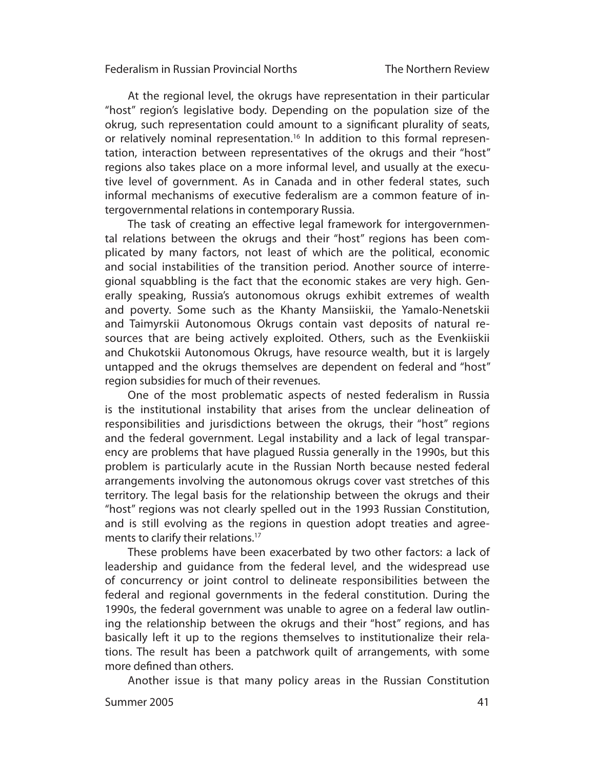At the regional level, the okrugs have representation in their particular "host" region's legislative body. Depending on the population size of the okrug, such representation could amount to a significant plurality of seats, or relatively nominal representation.[16] In addition to this formal representation, interaction between representatives of the okrugs and their "host" regions also takes place on a more informal level, and usually at the executive level of government. As in Canada and in other federal states, such informal mechanisms of executive federalism are a common feature of intergovernmental relations in contemporary Russia.

The task of creating an effective legal framework for intergovernmental relations between the okrugs and their "host" regions has been complicated by many factors, not least of which are the political, economic and social instabilities of the transition period. Another source of interregional squabbling is the fact that the economic stakes are very high. Generally speaking, Russia's autonomous okrugs exhibit extremes of wealth and poverty. Some such as the Khanty Mansiiskii, the Yamalo-Nenetskii and Taimyrskii Autonomous Okrugs contain vast deposits of natural resources that are being actively exploited. Others, such as the Evenkiiskii and Chukotskii Autonomous Okrugs, have resource wealth, but it is largely untapped and the okrugs themselves are dependent on federal and "host" region subsidies for much of their revenues.

One of the most problematic aspects of nested federalism in Russia is the institutional instability that arises from the unclear delineation of responsibilities and jurisdictions between the okrugs, their "host" regions and the federal government. Legal instability and a lack of legal transparency are problems that have plagued Russia generally in the 1990s, but this problem is particularly acute in the Russian North because nested federal arrangements involving the autonomous okrugs cover vast stretches of this territory. The legal basis for the relationship between the okrugs and their "host" regions was not clearly spelled out in the 1993 Russian Constitution, and is still evolving as the regions in question adopt treaties and agreements to clarify their relations.[17]

These problems have been exacerbated by two other factors: a lack of leadership and guidance from the federal level, and the widespread use of concurrency or joint control to delineate responsibilities between the federal and regional governments in the federal constitution. During the 1990s, the federal government was unable to agree on a federal law outlining the relationship between the okrugs and their "host" regions, and has basically left it up to the regions themselves to institutionalize their relations. The result has been a patchwork quilt of arrangements, with some more defined than others.

Another issue is that many policy areas in the Russian Constitution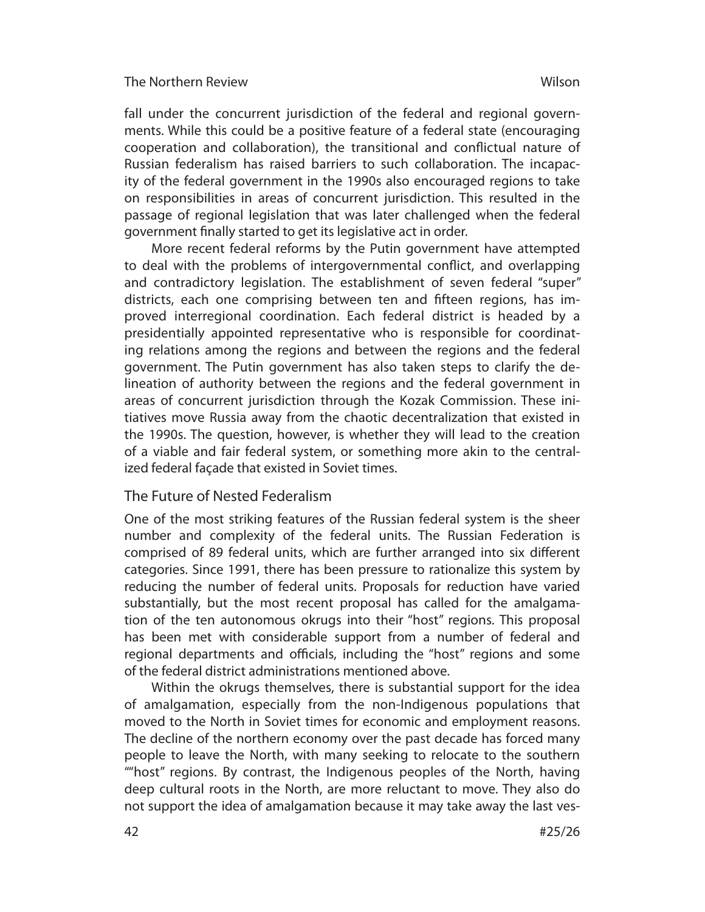fall under the concurrent jurisdiction of the federal and regional governments. While this could be a positive feature of a federal state (encouraging cooperation and collaboration), the transitional and conflictual nature of Russian federalism has raised barriers to such collaboration. The incapacity of the federal government in the 1990s also encouraged regions to take on responsibilities in areas of concurrent jurisdiction. This resulted in the passage of regional legislation that was later challenged when the federal government finally started to get its legislative act in order.

More recent federal reforms by the Putin government have attempted to deal with the problems of intergovernmental conflict, and overlapping and contradictory legislation. The establishment of seven federal "super" districts, each one comprising between ten and fifteen regions, has improved interregional coordination. Each federal district is headed by a presidentially appointed representative who is responsible for coordinating relations among the regions and between the regions and the federal government. The Putin government has also taken steps to clarify the delineation of authority between the regions and the federal government in areas of concurrent jurisdiction through the Kozak Commission. These initiatives move Russia away from the chaotic decentralization that existed in the 1990s. The question, however, is whether they will lead to the creation of a viable and fair federal system, or something more akin to the centralized federal façade that existed in Soviet times.

## The Future of Nested Federalism

One of the most striking features of the Russian federal system is the sheer number and complexity of the federal units. The Russian Federation is comprised of 89 federal units, which are further arranged into six different categories. Since 1991, there has been pressure to rationalize this system by reducing the number of federal units. Proposals for reduction have varied substantially, but the most recent proposal has called for the amalgamation of the ten autonomous okrugs into their "host" regions. This proposal has been met with considerable support from a number of federal and regional departments and officials, including the "host" regions and some of the federal district administrations mentioned above.

Within the okrugs themselves, there is substantial support for the idea of amalgamation, especially from the non-Indigenous populations that moved to the North in Soviet times for economic and employment reasons. The decline of the northern economy over the past decade has forced many people to leave the North, with many seeking to relocate to the southern ""host" regions. By contrast, the Indigenous peoples of the North, having deep cultural roots in the North, are more reluctant to move. They also do not support the idea of amalgamation because it may take away the last ves-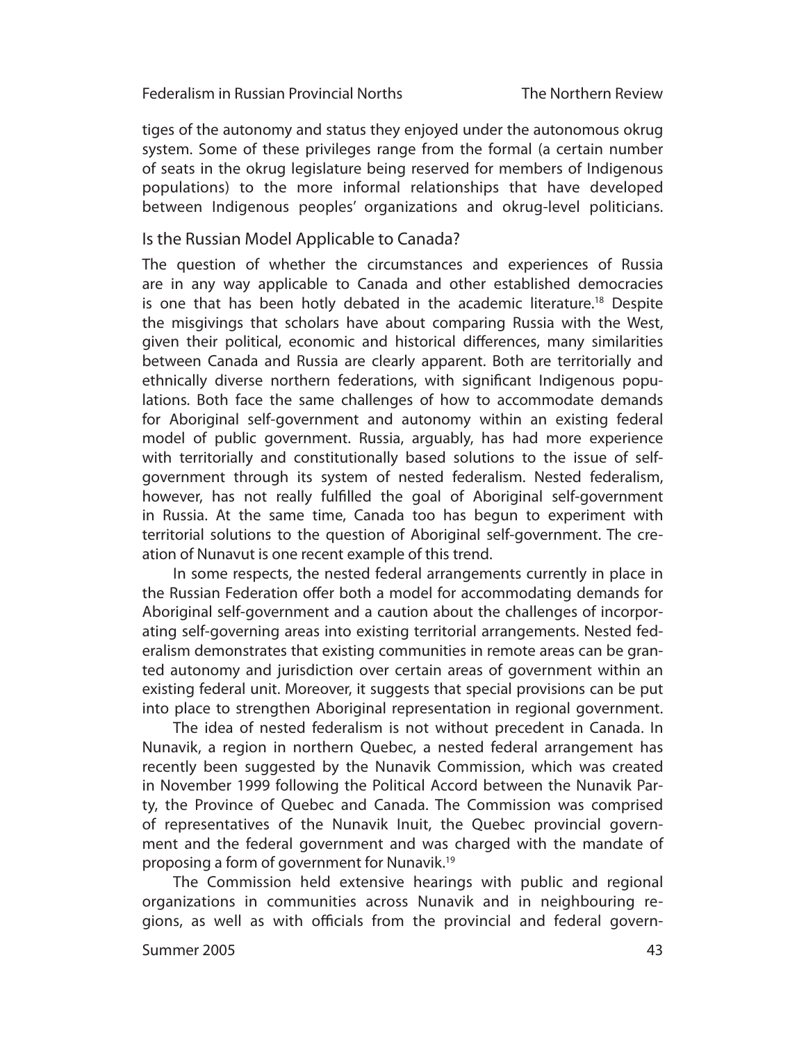tiges of the autonomy and status they enjoyed under the autonomous okrug system. Some of these privileges range from the formal (a certain number of seats in the okrug legislature being reserved for members of Indigenous populations) to the more informal relationships that have developed between Indigenous peoples' organizations and okrug-level politicians.

## Is the Russian Model Applicable to Canada?

The question of whether the circumstances and experiences of Russia are in any way applicable to Canada and other established democracies is one that has been hotly debated in the academic literature.[18] Despite the misgivings that scholars have about comparing Russia with the West, given their political, economic and historical differences, many similarities between Canada and Russia are clearly apparent. Both are territorially and ethnically diverse northern federations, with significant Indigenous populations. Both face the same challenges of how to accommodate demands for Aboriginal self-government and autonomy within an existing federal model of public government. Russia, arguably, has had more experience with territorially and constitutionally based solutions to the issue of self-government through its system of nested federalism. Nested federalism, however, has not really fulfilled the goal of Aboriginal self-government in Russia. At the same time, Canada too has begun to experiment with territorial solutions to the question of Aboriginal self-government. The creation of Nunavut is one recent example of this trend.

In some respects, the nested federal arrangements currently in place in the Russian Federation offer both a model for accommodating demands for Aboriginal self-government and a caution about the challenges of incorporating self-governing areas into existing territorial arrangements. Nested federalism demonstrates that existing communities in remote areas can be granted autonomy and jurisdiction over certain areas of government within an existing federal unit. Moreover, it suggests that special provisions can be put into place to strengthen Aboriginal representation in regional government.

The idea of nested federalism is not without precedent in Canada. In Nunavik, a region in northern Quebec, a nested federal arrangement has recently been suggested by the Nunavik Commission, which was created in November 1999 following the Political Accord between the Nunavik Party, the Province of Quebec and Canada. The Commission was comprised of representatives of the Nunavik Inuit, the Quebec provincial government and the federal government and was charged with the mandate of proposing a form of government for Nunavik.[19]

The Commission held extensive hearings with public and regional organizations in communities across Nunavik and in neighbouring regions, as well as with officials from the provincial and federal govern-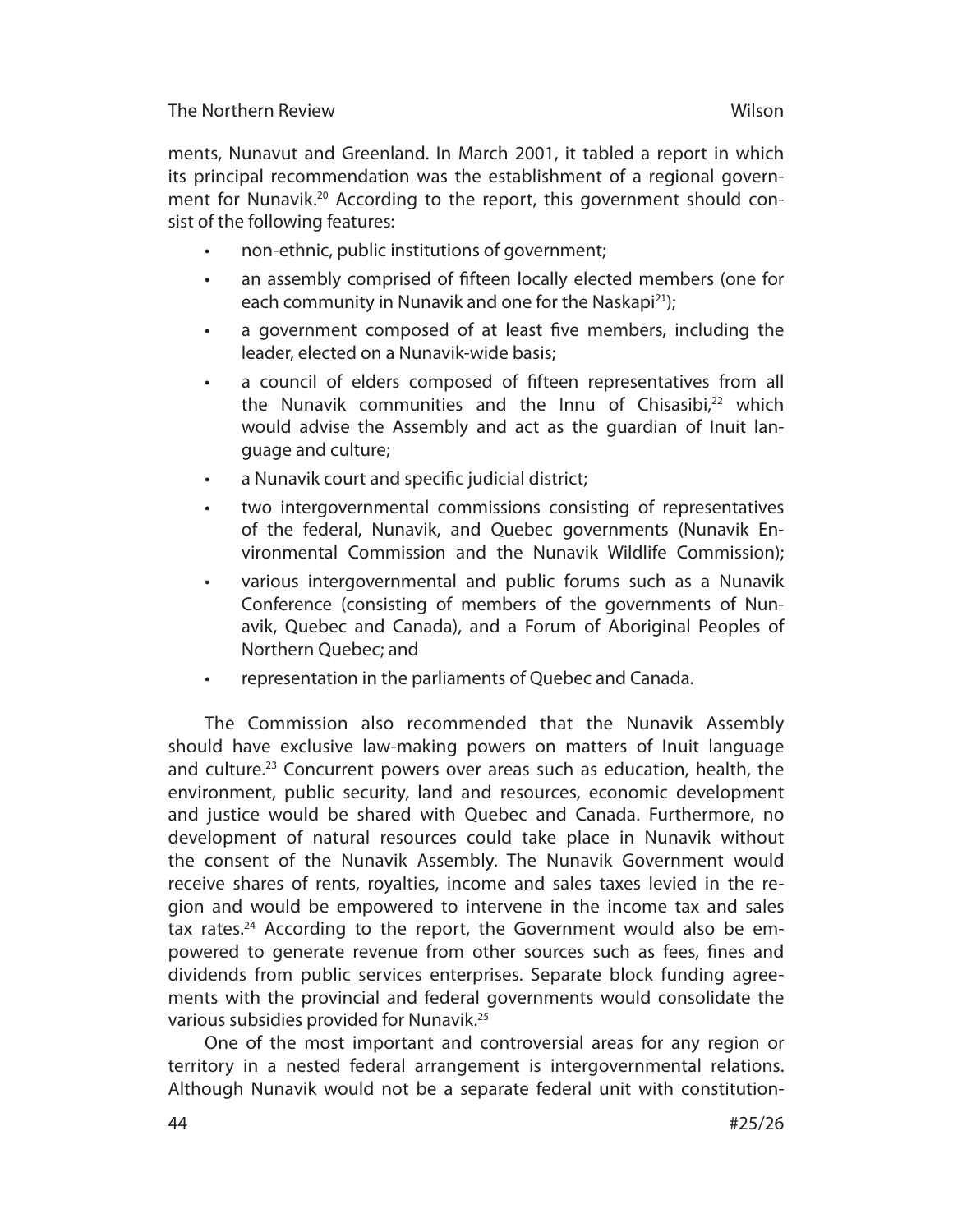ments, Nunavut and Greenland. In March 2001, it tabled a report in which its principal recommendation was the establishment of a regional government for Nunavik.[20] According to the report, this government should consist of the following features:

- non-ethnic, public institutions of government;
- an assembly comprised of fifteen locally elected members (one for each community in Nunavik and one for the Naskapi[21]);
- a government composed of at least five members, including the leader, elected on a Nunavik-wide basis;
- a council of elders composed of fifteen representatives from all the Nunavik communities and the Innu of Chisasibi,[22] which would advise the Assembly and act as the guardian of Inuit language and culture;
- a Nunavik court and specific judicial district;
- two intergovernmental commissions consisting of representatives of the federal, Nunavik, and Quebec governments (Nunavik Environmental Commission and the Nunavik Wildlife Commission);
- various intergovernmental and public forums such as a Nunavik Conference (consisting of members of the governments of Nunavik, Quebec and Canada), and a Forum of Aboriginal Peoples of Northern Quebec; and
- representation in the parliaments of Quebec and Canada.

The Commission also recommended that the Nunavik Assembly should have exclusive law-making powers on matters of Inuit language and culture.[23] Concurrent powers over areas such as education, health, the environment, public security, land and resources, economic development and justice would be shared with Quebec and Canada. Furthermore, no development of natural resources could take place in Nunavik without the consent of the Nunavik Assembly. The Nunavik Government would receive shares of rents, royalties, income and sales taxes levied in the region and would be empowered to intervene in the income tax and sales tax rates.[24] According to the report, the Government would also be empowered to generate revenue from other sources such as fees, fines and dividends from public services enterprises. Separate block funding agreements with the provincial and federal governments would consolidate the various subsidies provided for Nunavik.[25]

One of the most important and controversial areas for any region or territory in a nested federal arrangement is intergovernmental relations. Although Nunavik would not be a separate federal unit with constitution-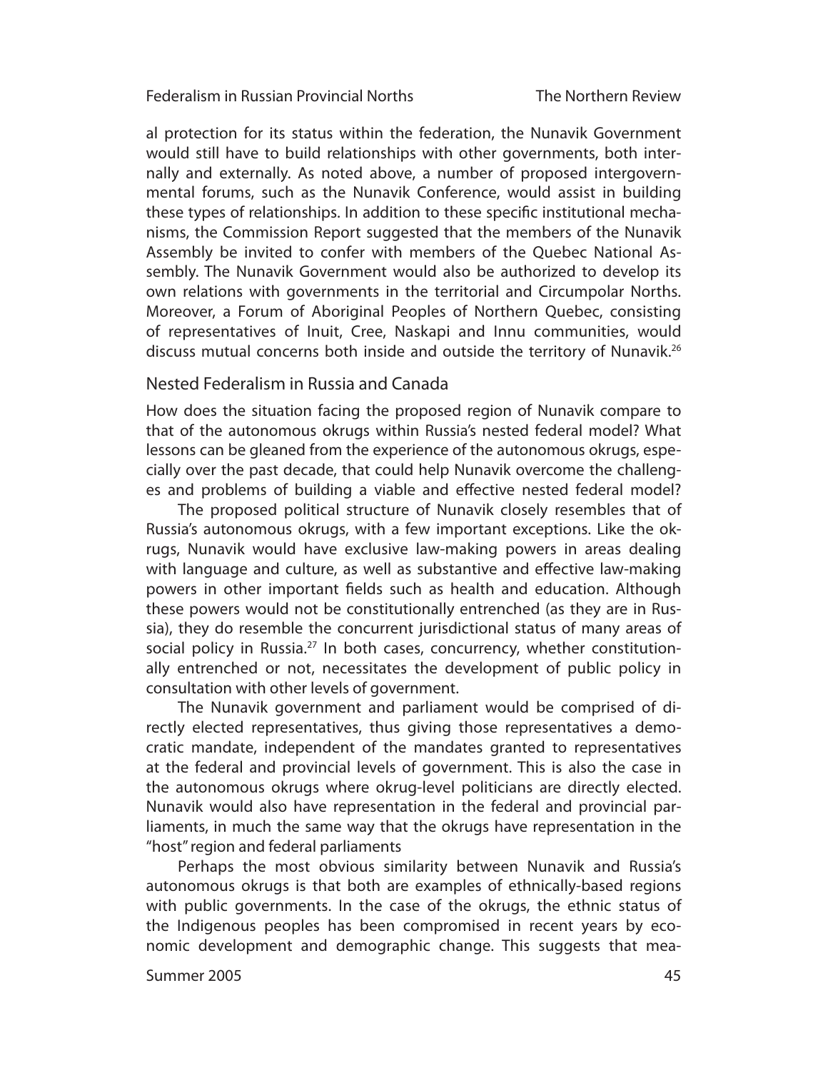al protection for its status within the federation, the Nunavik Government would still have to build relationships with other governments, both internally and externally. As noted above, a number of proposed intergovernmental forums, such as the Nunavik Conference, would assist in building these types of relationships. In addition to these specific institutional mechanisms, the Commission Report suggested that the members of the Nunavik Assembly be invited to confer with members of the Quebec National Assembly. The Nunavik Government would also be authorized to develop its own relations with governments in the territorial and Circumpolar Norths. Moreover, a Forum of Aboriginal Peoples of Northern Quebec, consisting of representatives of Inuit, Cree, Naskapi and Innu communities, would discuss mutual concerns both inside and outside the territory of Nunavik.[26]

## Nested Federalism in Russia and Canada

How does the situation facing the proposed region of Nunavik compare to that of the autonomous okrugs within Russia's nested federal model? What lessons can be gleaned from the experience of the autonomous okrugs, especially over the past decade, that could help Nunavik overcome the challenges and problems of building a viable and effective nested federal model?

The proposed political structure of Nunavik closely resembles that of Russia's autonomous okrugs, with a few important exceptions. Like the okrugs, Nunavik would have exclusive law-making powers in areas dealing with language and culture, as well as substantive and effective law-making powers in other important fields such as health and education. Although these powers would not be constitutionally entrenched (as they are in Russia), they do resemble the concurrent jurisdictional status of many areas of social policy in Russia.[27] In both cases, concurrency, whether constitutionally entrenched or not, necessitates the development of public policy in consultation with other levels of government.

The Nunavik government and parliament would be comprised of directly elected representatives, thus giving those representatives a democratic mandate, independent of the mandates granted to representatives at the federal and provincial levels of government. This is also the case in the autonomous okrugs where okrug-level politicians are directly elected. Nunavik would also have representation in the federal and provincial parliaments, in much the same way that the okrugs have representation in the "host" region and federal parliaments

Perhaps the most obvious similarity between Nunavik and Russia's autonomous okrugs is that both are examples of ethnically-based regions with public governments. In the case of the okrugs, the ethnic status of the Indigenous peoples has been compromised in recent years by economic development and demographic change. This suggests that mea-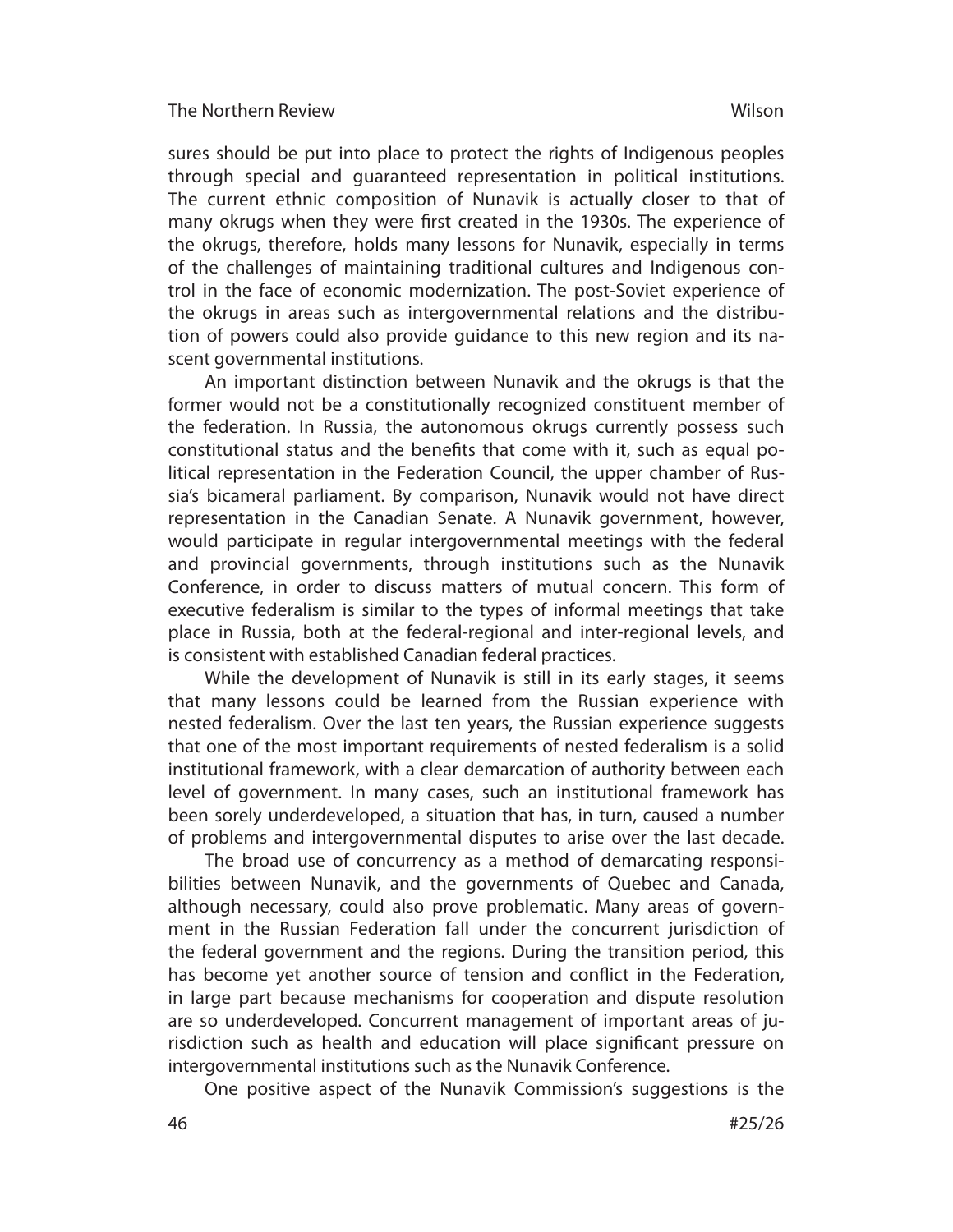sures should be put into place to protect the rights of Indigenous peoples through special and guaranteed representation in political institutions. The current ethnic composition of Nunavik is actually closer to that of many okrugs when they were first created in the 1930s. The experience of the okrugs, therefore, holds many lessons for Nunavik, especially in terms of the challenges of maintaining traditional cultures and Indigenous control in the face of economic modernization. The post-Soviet experience of the okrugs in areas such as intergovernmental relations and the distribution of powers could also provide guidance to this new region and its nascent governmental institutions.

An important distinction between Nunavik and the okrugs is that the former would not be a constitutionally recognized constituent member of the federation. In Russia, the autonomous okrugs currently possess such constitutional status and the benefits that come with it, such as equal political representation in the Federation Council, the upper chamber of Russia's bicameral parliament. By comparison, Nunavik would not have direct representation in the Canadian Senate. A Nunavik government, however, would participate in regular intergovernmental meetings with the federal and provincial governments, through institutions such as the Nunavik Conference, in order to discuss matters of mutual concern. This form of executive federalism is similar to the types of informal meetings that take place in Russia, both at the federal-regional and inter-regional levels, and is consistent with established Canadian federal practices.

While the development of Nunavik is still in its early stages, it seems that many lessons could be learned from the Russian experience with nested federalism. Over the last ten years, the Russian experience suggests that one of the most important requirements of nested federalism is a solid institutional framework, with a clear demarcation of authority between each level of government. In many cases, such an institutional framework has been sorely underdeveloped, a situation that has, in turn, caused a number of problems and intergovernmental disputes to arise over the last decade.

The broad use of concurrency as a method of demarcating responsibilities between Nunavik, and the governments of Quebec and Canada, although necessary, could also prove problematic. Many areas of government in the Russian Federation fall under the concurrent jurisdiction of the federal government and the regions. During the transition period, this has become yet another source of tension and conflict in the Federation, in large part because mechanisms for cooperation and dispute resolution are so underdeveloped. Concurrent management of important areas of jurisdiction such as health and education will place significant pressure on intergovernmental institutions such as the Nunavik Conference.

One positive aspect of the Nunavik Commission's suggestions is the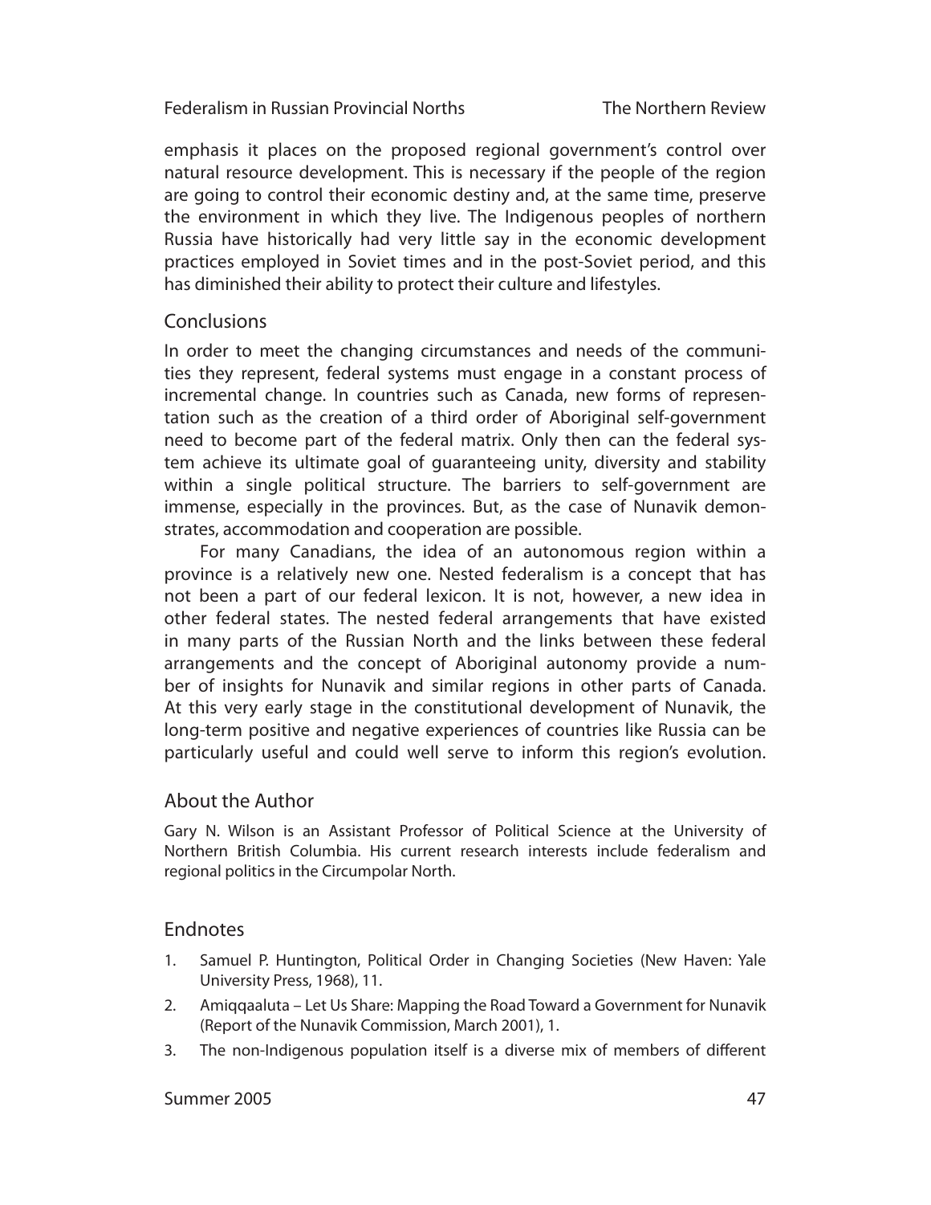emphasis it places on the proposed regional government's control over natural resource development. This is necessary if the people of the region are going to control their economic destiny and, at the same time, preserve the environment in which they live. The Indigenous peoples of northern Russia have historically had very little say in the economic development practices employed in Soviet times and in the post-Soviet period, and this has diminished their ability to protect their culture and lifestyles.

## Conclusions

In order to meet the changing circumstances and needs of the communities they represent, federal systems must engage in a constant process of incremental change. In countries such as Canada, new forms of representation such as the creation of a third order of Aboriginal self-government need to become part of the federal matrix. Only then can the federal system achieve its ultimate goal of guaranteeing unity, diversity and stability within a single political structure. The barriers to self-government are immense, especially in the provinces. But, as the case of Nunavik demonstrates, accommodation and cooperation are possible.

For many Canadians, the idea of an autonomous region within a province is a relatively new one. Nested federalism is a concept that has not been a part of our federal lexicon. It is not, however, a new idea in other federal states. The nested federal arrangements that have existed in many parts of the Russian North and the links between these federal arrangements and the concept of Aboriginal autonomy provide a number of insights for Nunavik and similar regions in other parts of Canada. At this very early stage in the constitutional development of Nunavik, the long-term positive and negative experiences of countries like Russia can be particularly useful and could well serve to inform this region's evolution.

## About the Author

Gary N. Wilson is an Assistant Professor of Political Science at the University of Northern British Columbia. His current research interests include federalism and regional politics in the Circumpolar North.

## Endnotes

1. Samuel P. Huntington, Political Order in Changing Societies (New Haven: Yale University Press, 1968), 11.
2. Amiqqaaluta – Let Us Share: Mapping the Road Toward a Government for Nunavik (Report of the Nunavik Commission, March 2001), 1.
3. The non-Indigenous population itself is a diverse mix of members of different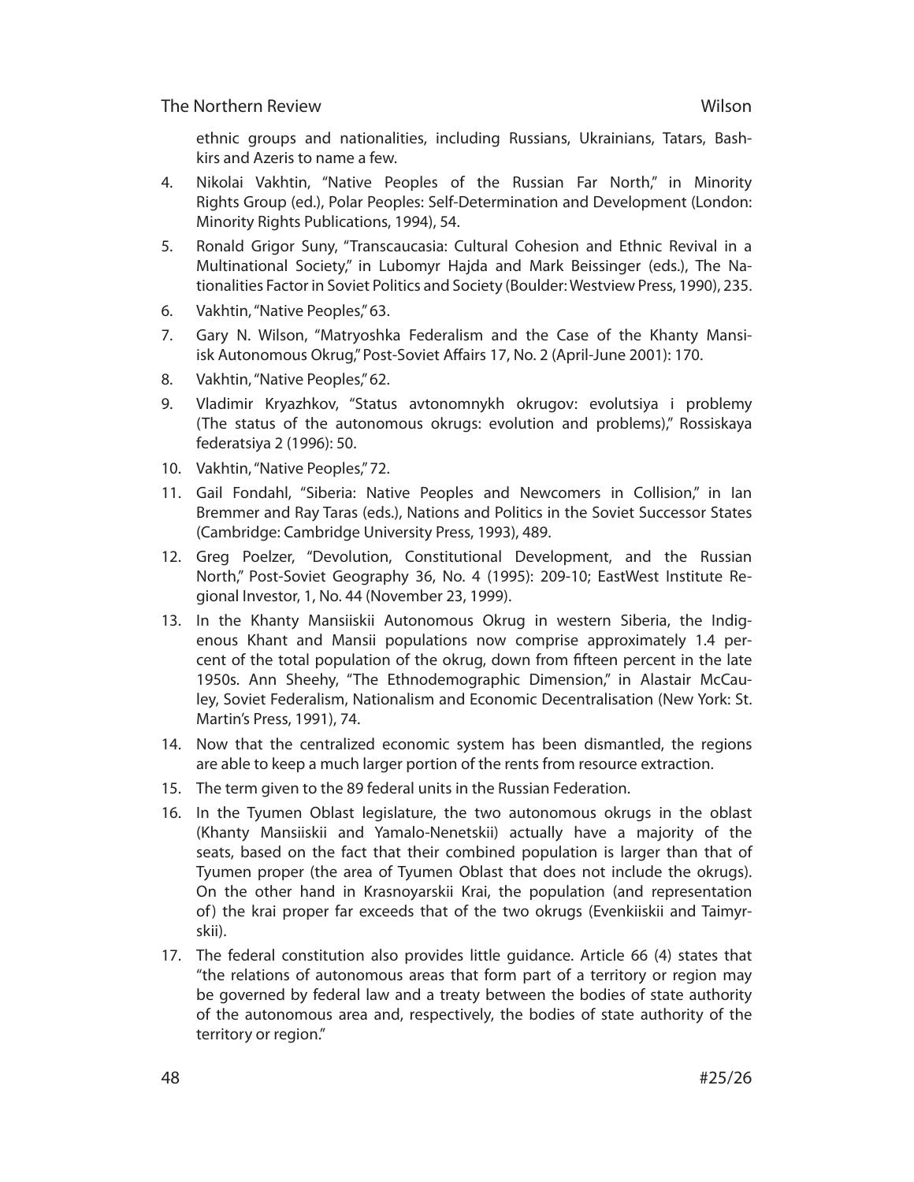ethnic groups and nationalities, including Russians, Ukrainians, Tatars, Bashkirs and Azeris to name a few.

4. Nikolai Vakhtin, "Native Peoples of the Russian Far North," in Minority Rights Group (ed.), Polar Peoples: Self-Determination and Development (London: Minority Rights Publications, 1994), 54.
5. Ronald Grigor Suny, "Transcaucasia: Cultural Cohesion and Ethnic Revival in a Multinational Society," in Lubomyr Hajda and Mark Beissinger (eds.), The Nationalities Factor in Soviet Politics and Society (Boulder: Westview Press, 1990), 235.
6. Vakhtin, "Native Peoples," 63.
7. Gary N. Wilson, "Matryoshka Federalism and the Case of the Khanty Mansiisk Autonomous Okrug," Post-Soviet Affairs 17, No. 2 (April-June 2001): 170.
8. Vakhtin, "Native Peoples," 62.
9. Vladimir Kryazhkov, "Status avtonomnykh okrugov: evolutsiya i problemy (The status of the autonomous okrugs: evolution and problems)," Rossiskaya federatsiya 2 (1996): 50.
10. Vakhtin, "Native Peoples," 72.
11. Gail Fondahl, "Siberia: Native Peoples and Newcomers in Collision," in Ian Bremmer and Ray Taras (eds.), Nations and Politics in the Soviet Successor States (Cambridge: Cambridge University Press, 1993), 489.
12. Greg Poelzer, "Devolution, Constitutional Development, and the Russian North," Post-Soviet Geography 36, No. 4 (1995): 209-10; EastWest Institute Regional Investor, 1, No. 44 (November 23, 1999).
13. In the Khanty Mansiiskii Autonomous Okrug in western Siberia, the Indigenous Khant and Mansii populations now comprise approximately 1.4 percent of the total population of the okrug, down from fifteen percent in the late 1950s. Ann Sheehy, "The Ethnodemographic Dimension," in Alastair McCauley, Soviet Federalism, Nationalism and Economic Decentralisation (New York: St. Martin's Press, 1991), 74.
14. Now that the centralized economic system has been dismantled, the regions are able to keep a much larger portion of the rents from resource extraction.
15. The term given to the 89 federal units in the Russian Federation.
16. In the Tyumen Oblast legislature, the two autonomous okrugs in the oblast (Khanty Mansiiskii and Yamalo-Nenetskii) actually have a majority of the seats, based on the fact that their combined population is larger than that of Tyumen proper (the area of Tyumen Oblast that does not include the okrugs). On the other hand in Krasnoyarskii Krai, the population (and representation of) the krai proper far exceeds that of the two okrugs (Evenkiiskii and Taimyrskii).
17. The federal constitution also provides little guidance. Article 66 (4) states that "the relations of autonomous areas that form part of a territory or region may be governed by federal law and a treaty between the bodies of state authority of the autonomous area and, respectively, the bodies of state authority of the territory or region."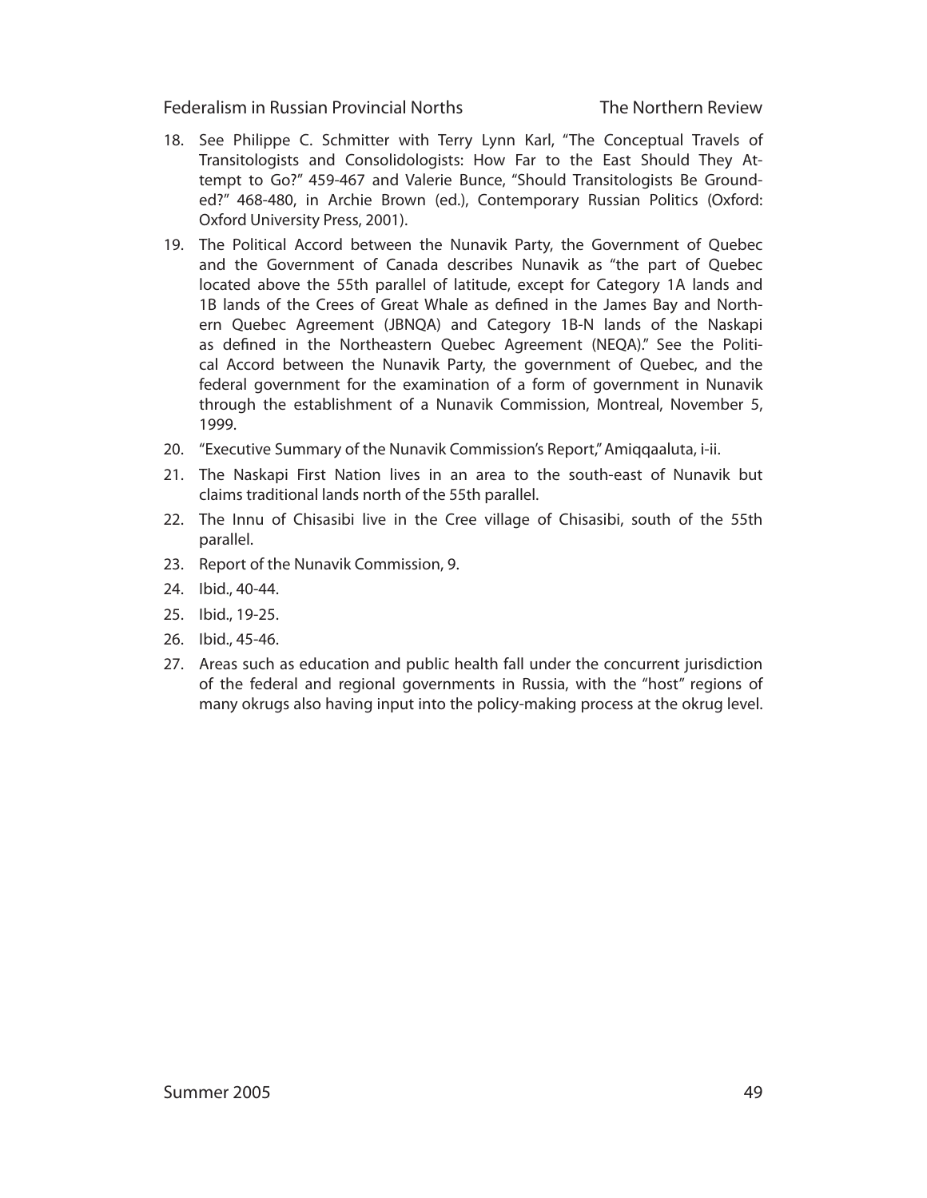18. See Philippe C. Schmitter with Terry Lynn Karl, "The Conceptual Travels of Transitologists and Consolidologists: How Far to the East Should They Attempt to Go?" 459-467 and Valerie Bunce, "Should Transitologists Be Grounded?" 468-480, in Archie Brown (ed.), Contemporary Russian Politics (Oxford: Oxford University Press, 2001).
19. The Political Accord between the Nunavik Party, the Government of Quebec and the Government of Canada describes Nunavik as "the part of Quebec located above the 55th parallel of latitude, except for Category 1A lands and 1B lands of the Crees of Great Whale as defined in the James Bay and Northern Quebec Agreement (JBNQA) and Category 1B-N lands of the Naskapi as defined in the Northeastern Quebec Agreement (NEQA)." See the Political Accord between the Nunavik Party, the government of Quebec, and the federal government for the examination of a form of government in Nunavik through the establishment of a Nunavik Commission, Montreal, November 5, 1999.
20. "Executive Summary of the Nunavik Commission's Report," Amiqqaaluta, i-ii.
21. The Naskapi First Nation lives in an area to the south-east of Nunavik but claims traditional lands north of the 55th parallel.
22. The Innu of Chisasibi live in the Cree village of Chisasibi, south of the 55th parallel.
23. Report of the Nunavik Commission, 9.
24. Ibid., 40-44.
25. Ibid., 19-25.
26. Ibid., 45-46.
27. Areas such as education and public health fall under the concurrent jurisdiction of the federal and regional governments in Russia, with the "host" regions of many okrugs also having input into the policy-making process at the okrug level.